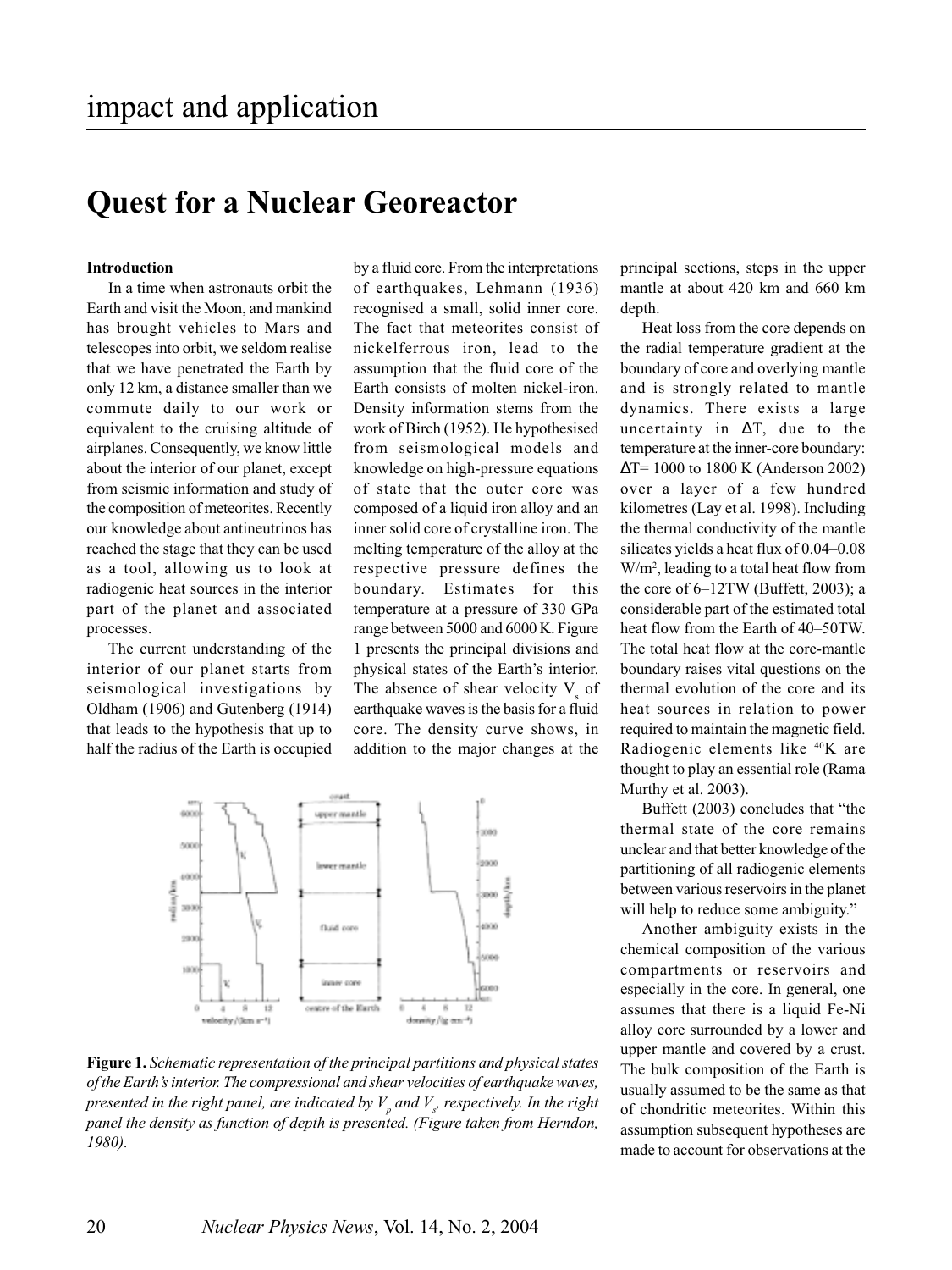# Quest for a Nuclear Georeactor

### Introduction

In a time when astronauts orbit the Earth and visit the Moon, and mankind has brought vehicles to Mars and telescopes into orbit, we seldom realise that we have penetrated the Earth by only 12 km, a distance smaller than we commute daily to our work or equivalent to the cruising altitude of airplanes. Consequently, we know little about the interior of our planet, except from seismic information and study of the composition of meteorites. Recently our knowledge about antineutrinos has reached the stage that they can be used as a tool, allowing us to look at radiogenic heat sources in the interior part of the planet and associated processes.

The current understanding of the interior of our planet starts from seismological investigations by Oldham (1906) and Gutenberg (1914) that leads to the hypothesis that up to half the radius of the Earth is occupied by a fluid core. From the interpretations of earthquakes, Lehmann (1936) recognised a small, solid inner core. The fact that meteorites consist of nickelferrous iron, lead to the assumption that the fluid core of the Earth consists of molten nickel-iron. Density information stems from the work of Birch (1952). He hypothesised from seismological models and knowledge on high-pressure equations of state that the outer core was composed of a liquid iron alloy and an inner solid core of crystalline iron. The melting temperature of the alloy at the respective pressure defines the boundary. Estimates for this temperature at a pressure of 330 GPa range between 5000 and 6000 K. Figure 1 presents the principal divisions and physical states of the Earth's interior. The absence of shear velocity $V_s$ of earthquake waves is the basis for a fluid core. The density curve shows, in addition to the major changes at the principal sections, steps in the upper mantle at about 420 km and 660 km depth.

**Figure 1.** *Schematic representation of the principal partitions and physical states of the Earth's interior. The compressional and shear velocities of earthquake waves, presented in the right panel, are indicated by $V_p$ and $V_s$, respectively. In the right panel the density as function of depth is presented. (Figure taken from Herndon, 1980).*

Heat loss from the core depends on the radial temperature gradient at the boundary of core and overlying mantle and is strongly related to mantle dynamics. There exists a large uncertainty in $\Delta T$, due to the temperature at the inner-core boundary: $\Delta T$= 1000 to 1800 K (Anderson 2002) over a layer of a few hundred kilometres (Lay et al. 1998). Including the thermal conductivity of the mantle silicates yields a heat flux of 0.04–0.08 $W/m^2$, leading to a total heat flow from the core of 6–12TW (Buffett, 2003); a considerable part of the estimated total heat flow from the Earth of 40–50TW. The total heat flow at the core-mantle boundary raises vital questions on the thermal evolution of the core and its heat sources in relation to power required to maintain the magnetic field. Radiogenic elements like $^{40}K$ are thought to play an essential role (Rama Murthy et al. 2003).

Buffett (2003) concludes that "the thermal state of the core remains unclear and that better knowledge of the partitioning of all radiogenic elements between various reservoirs in the planet will help to reduce some ambiguity."

Another ambiguity exists in the chemical composition of the various compartments or reservoirs and especially in the core. In general, one assumes that there is a liquid Fe-Ni alloy core surrounded by a lower and upper mantle and covered by a crust. The bulk composition of the Earth is usually assumed to be the same as that of chondritic meteorites. Within this assumption subsequent hypotheses are made to account for observations at the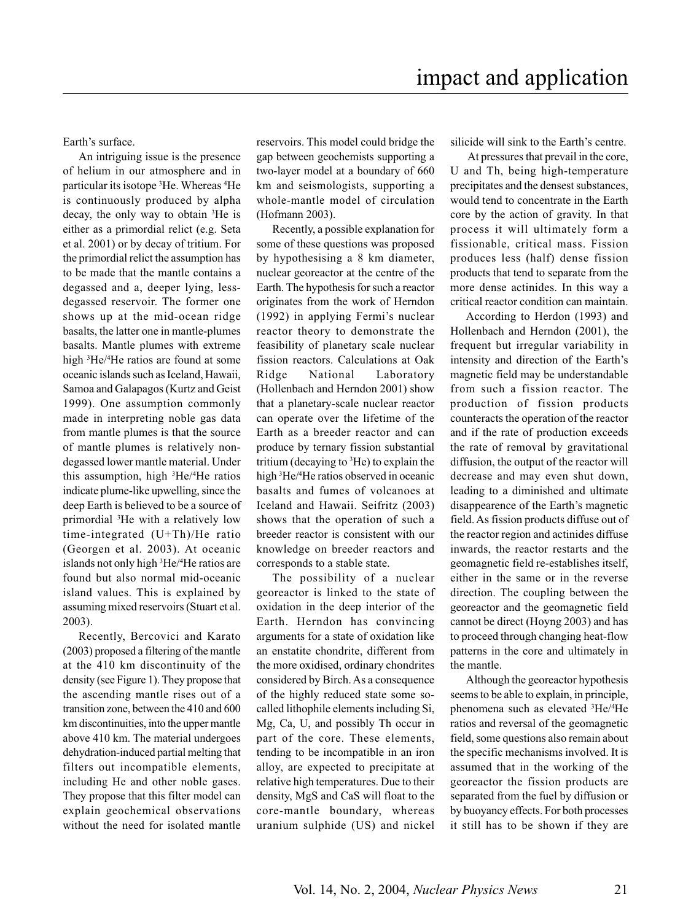Earth's surface.

An intriguing issue is the presence of helium in our atmosphere and in particular its isotope $^3$He. Whereas $^4$He is continuously produced by alpha decay, the only way to obtain $^3$He is either as a primordial relict (e.g. Seta et al. 2001) or by decay of tritium. For the primordial relict the assumption has to be made that the mantle contains a degassed and a, deeper lying, less-degassed reservoir. The former one shows up at the mid-ocean ridge basalts, the latter one in mantle-plumes basalts. Mantle plumes with extreme high $^3$He/$^4$He ratios are found at some oceanic islands such as Iceland, Hawaii, Samoa and Galapagos (Kurtz and Geist 1999). One assumption commonly made in interpreting noble gas data from mantle plumes is that the source of mantle plumes is relatively non-degassed lower mantle material. Under this assumption, high $^3$He/$^4$He ratios indicate plume-like upwelling, since the deep Earth is believed to be a source of primordial $^3$He with a relatively low time-integrated (U+Th)/He ratio (Georgen et al. 2003). At oceanic islands not only high $^3$He/$^4$He ratios are found but also normal mid-oceanic island values. This is explained by assuming mixed reservoirs (Stuart et al. 2003).

Recently, Bercovici and Karato (2003) proposed a filtering of the mantle at the 410 km discontinuity of the density (see Figure 1). They propose that the ascending mantle rises out of a transition zone, between the 410 and 600 km discontinuities, into the upper mantle above 410 km. The material undergoes dehydration-induced partial melting that filters out incompatible elements, including He and other noble gases. They propose that this filter model can explain geochemical observations without the need for isolated mantle reservoirs. This model could bridge the gap between geochemists supporting a two-layer model at a boundary of 660 km and seismologists, supporting a whole-mantle model of circulation (Hofmann 2003).

Recently, a possible explanation for some of these questions was proposed by hypothesising a 8 km diameter, nuclear georeactor at the centre of the Earth. The hypothesis for such a reactor originates from the work of Herndon (1992) in applying Fermi's nuclear reactor theory to demonstrate the feasibility of planetary scale nuclear fission reactors. Calculations at Oak Ridge National Laboratory (Hollenbach and Herndon 2001) show that a planetary-scale nuclear reactor can operate over the lifetime of the Earth as a breeder reactor and can produce by ternary fission substantial tritium (decaying to $^3$He) to explain the high $^3$He/$^4$He ratios observed in oceanic basalts and fumes of volcanoes at Iceland and Hawaii. Seifritz (2003) shows that the operation of such a breeder reactor is consistent with our knowledge on breeder reactors and corresponds to a stable state.

The possibility of a nuclear georeactor is linked to the state of oxidation in the deep interior of the Earth. Herndon has convincing arguments for a state of oxidation like an enstatite chondrite, different from the more oxidised, ordinary chondrites considered by Birch. As a consequence of the highly reduced state some so-called lithophile elements including Si, Mg, Ca, U, and possibly Th occur in part of the core. These elements, tending to be incompatible in an iron alloy, are expected to precipitate at relative high temperatures. Due to their density, MgS and CaS will float to the core-mantle boundary, whereas uranium sulphide (US) and nickel silicide will sink to the Earth's centre.

At pressures that prevail in the core, U and Th, being high-temperature precipitates and the densest substances, would tend to concentrate in the Earth core by the action of gravity. In that process it will ultimately form a fissionable, critical mass. Fission produces less (half) dense fission products that tend to separate from the more dense actinides. In this way a critical reactor condition can maintain.

According to Herdon (1993) and Hollenbach and Herndon (2001), the frequent but irregular variability in intensity and direction of the Earth's magnetic field may be understandable from such a fission reactor. The production of fission products counteracts the operation of the reactor and if the rate of production exceeds the rate of removal by gravitational diffusion, the output of the reactor will decrease and may even shut down, leading to a diminished and ultimate disappearence of the Earth's magnetic field. As fission products diffuse out of the reactor region and actinides diffuse inwards, the reactor restarts and the geomagnetic field re-establishes itself, either in the same or in the reverse direction. The coupling between the georeactor and the geomagnetic field cannot be direct (Hoyng 2003) and has to proceed through changing heat-flow patterns in the core and ultimately in the mantle.

Although the georeactor hypothesis seems to be able to explain, in principle, phenomena such as elevated $^3$He/$^4$He ratios and reversal of the geomagnetic field, some questions also remain about the specific mechanisms involved. It is assumed that in the working of the georeactor the fission products are separated from the fuel by diffusion or by buoyancy effects. For both processes it still has to be shown if they are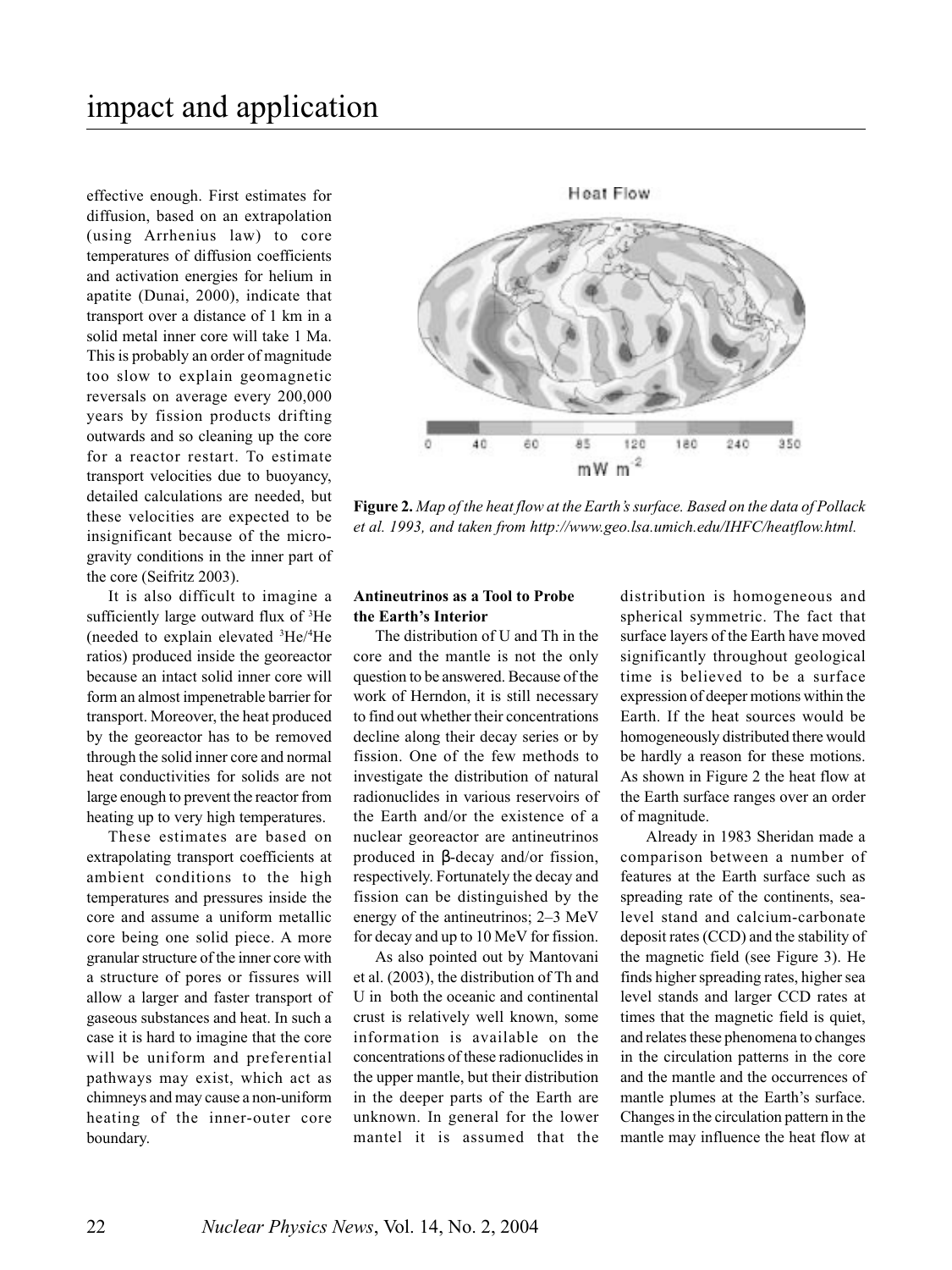effective enough. First estimates for diffusion, based on an extrapolation (using Arrhenius law) to core temperatures of diffusion coefficients and activation energies for helium in apatite (Dunai, 2000), indicate that transport over a distance of 1 km in a solid metal inner core will take 1 Ma. This is probably an order of magnitude too slow to explain geomagnetic reversals on average every 200,000 years by fission products drifting outwards and so cleaning up the core for a reactor restart. To estimate transport velocities due to buoyancy, detailed calculations are needed, but these velocities are expected to be insignificant because of the micro-gravity conditions in the inner part of the core (Seifritz 2003).

It is also difficult to imagine a sufficiently large outward flux of $^3$He (needed to explain elevated $^3$He/$^4$He ratios) produced inside the georeactor because an intact solid inner core will form an almost impenetrable barrier for transport. Moreover, the heat produced by the georeactor has to be removed through the solid inner core and normal heat conductivities for solids are not large enough to prevent the reactor from heating up to very high temperatures.

These estimates are based on extrapolating transport coefficients at ambient conditions to the high temperatures and pressures inside the core and assume a uniform metallic core being one solid piece. A more granular structure of the inner core with a structure of pores or fissures will allow a larger and faster transport of gaseous substances and heat. In such a case it is hard to imagine that the core will be uniform and preferential pathways may exist, which act as chimneys and may cause a non-uniform heating of the inner-outer core boundary.

Heat Flow

0 40 60 85 120 180 240 350

mW m$^{-2}$

**Figure 2.** *Map of the heat flow at the Earth's surface. Based on the data of Pollack et al. 1993, and taken from http://www.geo.lsa.umich.edu/IHFC/heatflow.html.*

**Antineutrinos as a Tool to Probe the Earth's Interior**

The distribution of U and Th in the core and the mantle is not the only question to be answered. Because of the work of Herndon, it is still necessary to find out whether their concentrations decline along their decay series or by fission. One of the few methods to investigate the distribution of natural radionuclides in various reservoirs of the Earth and/or the existence of a nuclear georeactor are antineutrinos produced in β-decay and/or fission, respectively. Fortunately the decay and fission can be distinguished by the energy of the antineutrinos; 2–3 MeV for decay and up to 10 MeV for fission.

As also pointed out by Mantovani et al. (2003), the distribution of Th and U in both the oceanic and continental crust is relatively well known, some information is available on the concentrations of these radionuclides in the upper mantle, but their distribution in the deeper parts of the Earth are unknown. In general for the lower mantel it is assumed that the distribution is homogeneous and spherical symmetric. The fact that surface layers of the Earth have moved significantly throughout geological time is believed to be a surface expression of deeper motions within the Earth. If the heat sources would be homogeneously distributed there would be hardly a reason for these motions. As shown in Figure 2 the heat flow at the Earth surface ranges over an order of magnitude.

Already in 1983 Sheridan made a comparison between a number of features at the Earth surface such as spreading rate of the continents, sea-level stand and calcium-carbonate deposit rates (CCD) and the stability of the magnetic field (see Figure 3). He finds higher spreading rates, higher sea level stands and larger CCD rates at times that the magnetic field is quiet, and relates these phenomena to changes in the circulation patterns in the core and the mantle and the occurrences of mantle plumes at the Earth's surface. Changes in the circulation pattern in the mantle may influence the heat flow at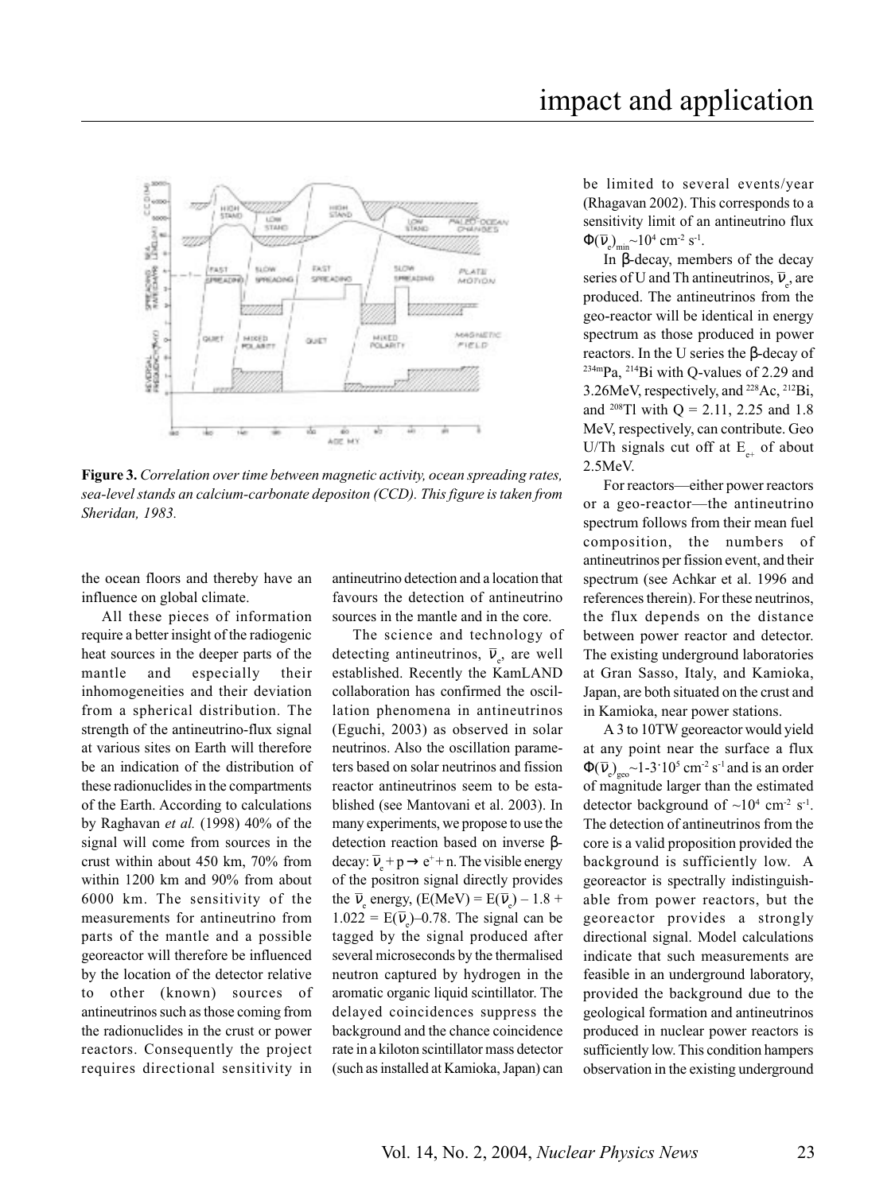**Figure 3.** *Correlation over time between magnetic activity, ocean spreading rates, sea-level stands an calcium-carbonate depositon (CCD). This figure is taken from Sheridan, 1983.*

the ocean floors and thereby have an influence on global climate.

All these pieces of information require a better insight of the radiogenic heat sources in the deeper parts of the mantle and especially their inhomogeneities and their deviation from a spherical distribution. The strength of the antineutrino-flux signal at various sites on Earth will therefore be an indication of the distribution of these radionuclides in the compartments of the Earth. According to calculations by Raghavan *et al.* (1998) 40% of the signal will come from sources in the crust within about 450 km, 70% from within 1200 km and 90% from about 6000 km. The sensitivity of the measurements for antineutrino from parts of the mantle and a possible georeactor will therefore be influenced by the location of the detector relative to other (known) sources of antineutrinos such as those coming from the radionuclides in the crust or power reactors. Consequently the project requires directional sensitivity in antineutrino detection and a location that favours the detection of antineutrino sources in the mantle and in the core.

The science and technology of detecting antineutrinos, $\bar{\nu}_e$, are well established. Recently the KamLAND collaboration has confirmed the oscillation phenomena in antineutrinos (Eguchi, 2003) as observed in solar neutrinos. Also the oscillation parameters based on solar neutrinos and fission reactor antineutrinos seem to be established (see Mantovani et al. 2003). In many experiments, we propose to use the detection reaction based on inverse β-decay: $\bar{\nu}_e + p \rightarrow e^+ + n$. The visible energy of the positron signal directly provides the $\bar{\nu}_e$ energy, $(E(\text{MeV}) = E(\bar{\nu}_e) - 1.8 + 1.022 = E(\bar{\nu}_e) - 0.78$. The signal can be tagged by the signal produced after several microseconds by the thermalised neutron captured by hydrogen in the aromatic organic liquid scintillator. The delayed coincidences suppress the background and the chance coincidence rate in a kiloton scintillator mass detector (such as installed at Kamioka, Japan) can be limited to several events/year (Rhagavan 2002). This corresponds to a sensitivity limit of an antineutrino flux $\Phi(\bar{\nu}_e)_{min} \sim 10^4$ cm$^{-2}$ s$^{-1}$.

In β-decay, members of the decay series of U and Th antineutrinos, $\bar{\nu}_e$, are produced. The antineutrinos from the geo-reactor will be identical in energy spectrum as those produced in power reactors. In the U series the β-decay of $^{234m}$Pa, $^{214}$Bi with Q-values of 2.29 and 3.26MeV, respectively, and $^{228}$Ac, $^{212}$Bi, and $^{208}$Tl with Q = 2.11, 2.25 and 1.8 MeV, respectively, can contribute. Geo U/Th signals cut off at $E_{e+}$ of about 2.5MeV.

For reactors—either power reactors or a geo-reactor—the antineutrino spectrum follows from their mean fuel composition, the numbers of antineutrinos per fission event, and their spectrum (see Achkar et al. 1996 and references therein). For these neutrinos, the flux depends on the distance between power reactor and detector. The existing underground laboratories at Gran Sasso, Italy, and Kamioka, Japan, are both situated on the crust and in Kamioka, near power stations.

A 3 to 10TW georeactor would yield at any point near the surface a flux $\Phi(\bar{\nu}_e)_{geo} \sim 1\text{-}3 \cdot 10^5$ cm$^{-2}$ s$^{-1}$ and is an order of magnitude larger than the estimated detector background of $\sim 10^4$ cm$^{-2}$ s$^{-1}$. The detection of antineutrinos from the core is a valid proposition provided the background is sufficiently low. A georeactor is spectrally indistinguishable from power reactors, but the georeactor provides a strongly directional signal. Model calculations indicate that such measurements are feasible in an underground laboratory, provided the background due to the geological formation and antineutrinos produced in nuclear power reactors is sufficiently low. This condition hampers observation in the existing underground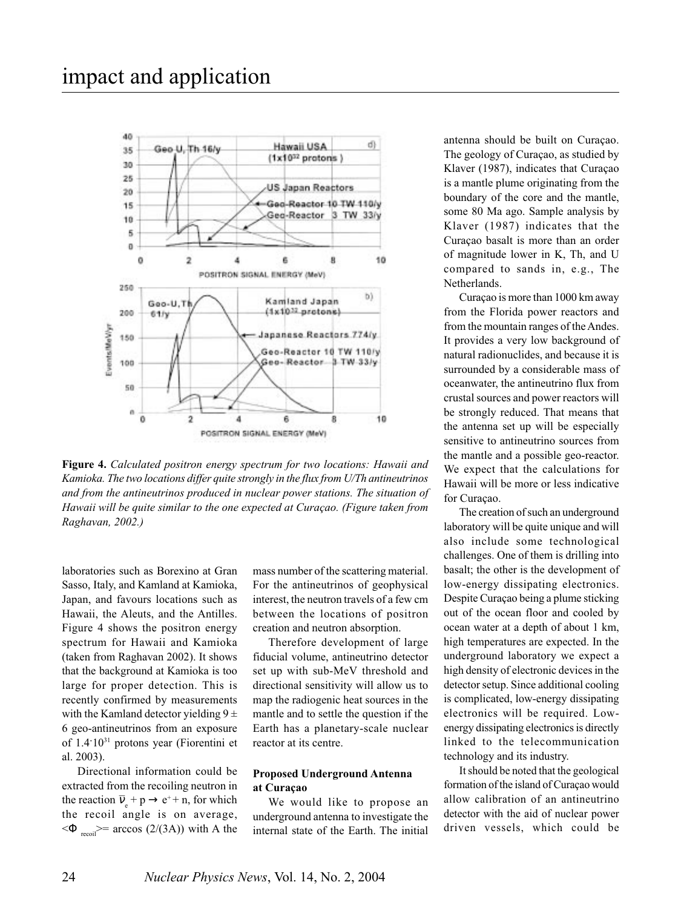**Figure 4.** *Calculated positron energy spectrum for two locations: Hawaii and Kamioka. The two locations differ quite strongly in the flux from U/Th antineutrinos and from the antineutrinos produced in nuclear power stations. The situation of Hawaii will be quite similar to the one expected at Curaçao. (Figure taken from Raghavan, 2002.)*

laboratories such as Borexino at Gran Sasso, Italy, and Kamland at Kamioka, Japan, and favours locations such as Hawaii, the Aleuts, and the Antilles. Figure 4 shows the positron energy spectrum for Hawaii and Kamioka (taken from Raghavan 2002). It shows that the background at Kamioka is too large for proper detection. This is recently confirmed by measurements with the Kamland detector yielding 9 ± 6 geo-antineutrinos from an exposure of $1.4 \cdot 10^{31}$ protons year (Fiorentini et al. 2003).

Directional information could be extracted from the recoiling neutron in the reaction $\bar{\nu}_e + p \rightarrow e^+ + n$, for which the recoil angle is on average, $\langle \Phi_{recoil} \rangle = \arccos(2/(3A))$ with A the mass number of the scattering material. For the antineutrinos of geophysical interest, the neutron travels of a few cm between the locations of positron creation and neutron absorption.

Therefore development of large fiducial volume, antineutrino detector set up with sub-MeV threshold and directional sensitivity will allow us to map the radiogenic heat sources in the mantle and to settle the question if the Earth has a planetary-scale nuclear reactor at its centre.

**Proposed Underground Antenna at Curaçao**

We would like to propose an underground antenna to investigate the internal state of the Earth. The initial antenna should be built on Curaçao. The geology of Curaçao, as studied by Klaver (1987), indicates that Curaçao is a mantle plume originating from the boundary of the core and the mantle, some 80 Ma ago. Sample analysis by Klaver (1987) indicates that the Curaçao basalt is more than an order of magnitude lower in K, Th, and U compared to sands in, e.g., The Netherlands.

Curaçao is more than 1000 km away from the Florida power reactors and from the mountain ranges of the Andes. It provides a very low background of natural radionuclides, and because it is surrounded by a considerable mass of oceanwater, the antineutrino flux from crustal sources and power reactors will be strongly reduced. That means that the antenna set up will be especially sensitive to antineutrino sources from the mantle and a possible geo-reactor. We expect that the calculations for Hawaii will be more or less indicative for Curaçao.

The creation of such an underground laboratory will be quite unique and will also include some technological challenges. One of them is drilling into basalt; the other is the development of low-energy dissipating electronics. Despite Curaçao being a plume sticking out of the ocean floor and cooled by ocean water at a depth of about 1 km, high temperatures are expected. In the underground laboratory we expect a high density of electronic devices in the detector setup. Since additional cooling is complicated, low-energy dissipating electronics will be required. Low-energy dissipating electronics is directly linked to the telecommunication technology and its industry.

It should be noted that the geological formation of the island of Curaçao would allow calibration of an antineutrino detector with the aid of nuclear power driven vessels, which could be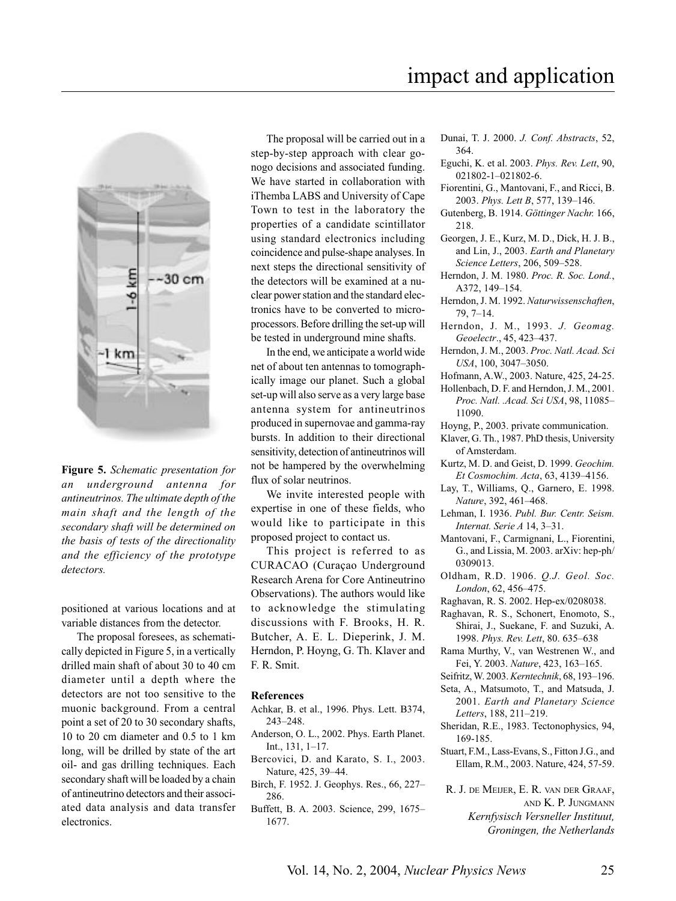**Figure 5.** *Schematic presentation for an underground antenna for antineutrinos. The ultimate depth of the main shaft and the length of the secondary shaft will be determined on the basis of tests of the directionality and the efficiency of the prototype detectors.*

positioned at various locations and at variable distances from the detector.

The proposal foresees, as schematically depicted in Figure 5, in a vertically drilled main shaft of about 30 to 40 cm diameter until a depth where the detectors are not too sensitive to the muonic background. From a central point a set of 20 to 30 secondary shafts, 10 to 20 cm diameter and 0.5 to 1 km long, will be drilled by state of the art oil- and gas drilling techniques. Each secondary shaft will be loaded by a chain of antineutrino detectors and their associated data analysis and data transfer electronics.

The proposal will be carried out in a step-by-step approach with clear go-nogo decisions and associated funding. We have started in collaboration with iThemba LABS and University of Cape Town to test in the laboratory the properties of a candidate scintillator using standard electronics including coincidence and pulse-shape analyses. In next steps the directional sensitivity of the detectors will be examined at a nuclear power station and the standard electronics have to be converted to microprocessors. Before drilling the set-up will be tested in underground mine shafts.

In the end, we anticipate a world wide net of about ten antennas to tomographically image our planet. Such a global set-up will also serve as a very large base antenna system for antineutrinos produced in supernovae and gamma-ray bursts. In addition to their directional sensitivity, detection of antineutrinos will not be hampered by the overwhelming flux of solar neutrinos.

We invite interested people with expertise in one of these fields, who would like to participate in this proposed project to contact us.

This project is referred to as CURACAO (Curaçao Underground Research Arena for Core Antineutrino Observations). The authors would like to acknowledge the stimulating discussions with F. Brooks, H. R. Butcher, A. E. L. Dieperink, J. M. Herndon, P. Hoyng, G. Th. Klaver and F. R. Smit.

### References

- Achkar, B. et al., 1996. Phys. Lett. B374, 243–248.
- Anderson, O. L., 2002. Phys. Earth Planet. Int., 131, 1–17.
- Bercovici, D. and Karato, S. I., 2003. Nature, 425, 39–44.
- Birch, F. 1952. J. Geophys. Res., 66, 227–286.
- Buffett, B. A. 2003. Science, 299, 1675–1677.
- Dunai, T. J. 2000. *J. Conf. Abstracts*, 52, 364.
- Eguchi, K. et al. 2003. *Phys. Rev. Lett*, 90, 021802-1–021802-6.
- Fiorentini, G., Mantovani, F., and Ricci, B. 2003. *Phys. Lett B*, 577, 139–146.
- Gutenberg, B. 1914. *Göttinger Nachr.* 166, 218.
- Georgen, J. E., Kurz, M. D., Dick, H. J. B., and Lin, J., 2003. *Earth and Planetary Science Letters*, 206, 509–528.
- Herndon, J. M. 1980. *Proc. R. Soc. Lond.*, A372, 149–154.
- Herndon, J. M. 1992. *Naturwissenschaften*, 79, 7–14.
- Herndon, J. M., 1993. *J. Geomag. Geoelectr*., 45, 423–437.
- Herndon, J. M., 2003. *Proc. Natl. Acad. Sci USA*, 100, 3047–3050.
- Hofmann, A.W., 2003. Nature, 425, 24-25.
- Hollenbach, D. F. and Herndon, J. M., 2001. *Proc. Natl. .Acad. Sci USA*, 98, 11085–11090.
- Hoyng, P., 2003. private communication.
- Klaver, G. Th., 1987. PhD thesis, University of Amsterdam.
- Kurtz, M. D. and Geist, D. 1999. *Geochim. Et Cosmochim. Acta*, 63, 4139–4156.
- Lay, T., Williams, Q., Garnero, E. 1998. *Nature*, 392, 461–468.
- Lehman, I. 1936. *Publ. Bur. Centr. Seism. Internat. Serie A* 14, 3–31.
- Mantovani, F., Carmignani, L., Fiorentini, G., and Lissia, M. 2003. arXiv: hep-ph/0309013.
- Oldham, R.D. 1906. *Q.J. Geol. Soc. London*, 62, 456–475.
- Raghavan, R. S. 2002. Hep-ex/0208038.
- Raghavan, R. S., Schonert, Enomoto, S., Shirai, J., Suekane, F. and Suzuki, A. 1998. *Phys. Rev. Lett*, 80. 635–638
- Rama Murthy, V., van Westrenen W., and Fei, Y. 2003. *Nature*, 423, 163–165.
- Seifritz, W. 2003. *Kerntechnik*, 68, 193–196.
- Seta, A., Matsumoto, T., and Matsuda, J. 2001. *Earth and Planetary Science Letters*, 188, 211–219.
- Sheridan, R.E., 1983. Tectonophysics, 94, 169-185.
- Stuart, F.M., Lass-Evans, S., Fitton J.G., and Ellam, R.M., 2003. Nature, 424, 57-59.

R. J. de Meijer, E. R. van der Graaf, and K. P. Jungmann
*Kernfysisch Versneller Instituut, Groningen, the Netherlands*